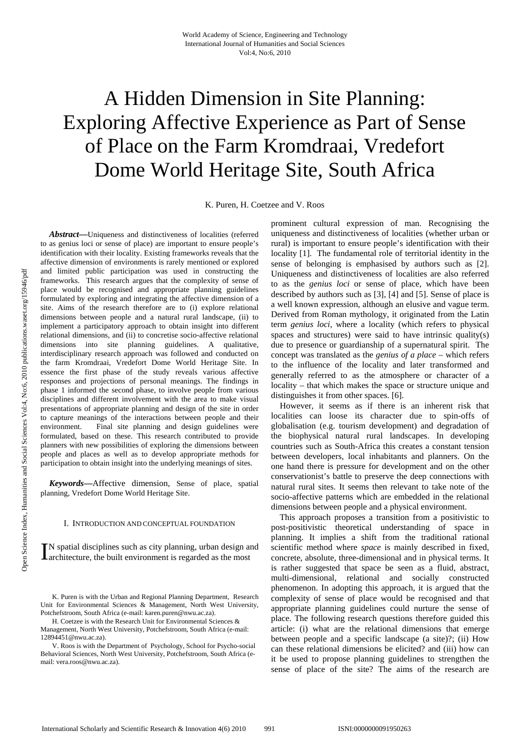# A Hidden Dimension in Site Planning: Exploring Affective Experience as Part of Sense of Place on the Farm Kromdraai, Vredefort Dome World Heritage Site, South Africa

K. Puren, H. Coetzee and V. Roos

***Abstract*—**Uniqueness and distinctiveness of localities (referred to as genius loci or sense of place) are important to ensure people's identification with their locality. Existing frameworks reveals that the affective dimension of environments is rarely mentioned or explored and limited public participation was used in constructing the frameworks. This research argues that the complexity of sense of place would be recognised and appropriate planning guidelines formulated by exploring and integrating the affective dimension of a site. Aims of the research therefore are to (i) explore relational dimensions between people and a natural rural landscape, (ii) to implement a participatory approach to obtain insight into different relational dimensions, and (ii) to concretise socio-affective relational dimensions into site planning guidelines. A qualitative, interdisciplinary research approach was followed and conducted on the farm Kromdraai, Vredefort Dome World Heritage Site. In essence the first phase of the study reveals various affective responses and projections of personal meanings. The findings in phase 1 informed the second phase, to involve people from various disciplines and different involvement with the area to make visual presentations of appropriate planning and design of the site in order to capture meanings of the interactions between people and their environment. Final site planning and design guidelines were formulated, based on these. This research contributed to provide planners with new possibilities of exploring the dimensions between people and places as well as to develop appropriate methods for participation to obtain insight into the underlying meanings of sites.

***Keywords*—**Affective dimension, Sense of place, spatial planning, Vredefort Dome World Heritage Site.

## I. Introduction and Conceptual Foundation

IN spatial disciplines such as city planning, urban design and architecture, the built environment is regarded as the most prominent cultural expression of man. Recognising the uniqueness and distinctiveness of localities (whether urban or rural) is important to ensure people's identification with their locality [1]. The fundamental role of territorial identity in the sense of belonging is emphasised by authors such as [2]. Uniqueness and distinctiveness of localities are also referred to as the *genius loci* or sense of place, which have been described by authors such as [3], [4] and [5]. Sense of place is a well known expression, although an elusive and vague term. Derived from Roman mythology, it originated from the Latin term *genius loci*, where a locality (which refers to physical spaces and structures) were said to have intrinsic quality(s) due to presence or guardianship of a supernatural spirit. The concept was translated as the *genius of a place* – which refers to the influence of the locality and later transformed and generally referred to as the atmosphere or character of a locality – that which makes the space or structure unique and distinguishes it from other spaces. [6].

However, it seems as if there is an inherent risk that localities can loose its character due to spin-offs of globalisation (e.g. tourism development) and degradation of the biophysical natural rural landscapes. In developing countries such as South-Africa this creates a constant tension between developers, local inhabitants and planners. On the one hand there is pressure for development and on the other conservationist's battle to preserve the deep connections with natural rural sites. It seems then relevant to take note of the socio-affective patterns which are embedded in the relational dimensions between people and a physical environment.

This approach proposes a transition from a positivistic to post-positivistic theoretical understanding of space in planning. It implies a shift from the traditional rational scientific method where *space* is mainly described in fixed, concrete, absolute, three-dimensional and in physical terms. It is rather suggested that space be seen as a fluid, abstract, multi-dimensional, relational and socially constructed phenomenon. In adopting this approach, it is argued that the complexity of sense of place would be recognised and that appropriate planning guidelines could nurture the sense of place. The following research questions therefore guided this article: (i) what are the relational dimensions that emerge between people and a specific landscape (a site)?; (ii) How can these relational dimensions be elicited? and (iii) how can it be used to propose planning guidelines to strengthen the sense of place of the site? The aims of the research are

K. Puren is with the Urban and Regional Planning Department, Research Unit for Environmental Sciences & Management, North West University, Potchefstroom, South Africa (e-mail: karen.puren@nwu.ac.za).

H. Coetzee is with the Research Unit for Environmental Sciences & Management, North West University, Potchefstroom, South Africa (e-mail: 12894451@nwu.ac.za).

V. Roos is with the Department of Psychology, School for Psycho-social Behavioral Sciences, North West University, Potchefstroom, South Africa (e-mail: vera.roos@nwu.ac.za).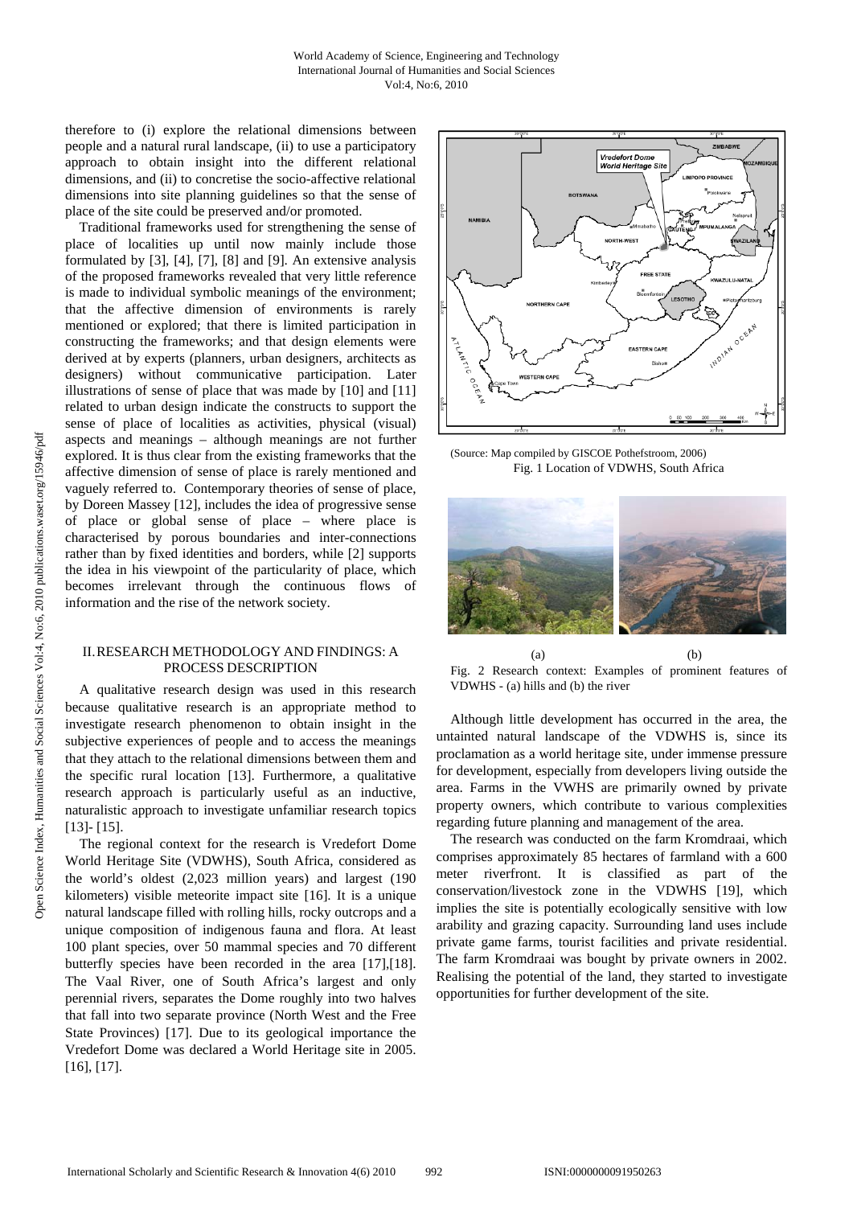therefore to (i) explore the relational dimensions between people and a natural rural landscape, (ii) to use a participatory approach to obtain insight into the different relational dimensions, and (ii) to concretise the socio-affective relational dimensions into site planning guidelines so that the sense of place of the site could be preserved and/or promoted.

Traditional frameworks used for strengthening the sense of place of localities up until now mainly include those formulated by [3], [4], [7], [8] and [9]. An extensive analysis of the proposed frameworks revealed that very little reference is made to individual symbolic meanings of the environment; that the affective dimension of environments is rarely mentioned or explored; that there is limited participation in constructing the frameworks; and that design elements were derived at by experts (planners, urban designers, architects as designers) without communicative participation. Later illustrations of sense of place that was made by [10] and [11] related to urban design indicate the constructs to support the sense of place of localities as activities, physical (visual) aspects and meanings – although meanings are not further explored. It is thus clear from the existing frameworks that the affective dimension of sense of place is rarely mentioned and vaguely referred to. Contemporary theories of sense of place, by Doreen Massey [12], includes the idea of progressive sense of place or global sense of place – where place is characterised by porous boundaries and inter-connections rather than by fixed identities and borders, while [2] supports the idea in his viewpoint of the particularity of place, which becomes irrelevant through the continuous flows of information and the rise of the network society.

## II. Research Methodology and Findings: A Process Description

A qualitative research design was used in this research because qualitative research is an appropriate method to investigate research phenomenon to obtain insight in the subjective experiences of people and to access the meanings that they attach to the relational dimensions between them and the specific rural location [13]. Furthermore, a qualitative research approach is particularly useful as an inductive, naturalistic approach to investigate unfamiliar research topics [13]- [15].

The regional context for the research is Vredefort Dome World Heritage Site (VDWHS), South Africa, considered as the world's oldest (2,023 million years) and largest (190 kilometers) visible meteorite impact site [16]. It is a unique natural landscape filled with rolling hills, rocky outcrops and a unique composition of indigenous fauna and flora. At least 100 plant species, over 50 mammal species and 70 different butterfly species have been recorded in the area [17],[18]. The Vaal River, one of South Africa's largest and only perennial rivers, separates the Dome roughly into two halves that fall into two separate province (North West and the Free State Provinces) [17]. Due to its geological importance the Vredefort Dome was declared a World Heritage site in 2005. [16], [17].

(Source: Map compiled by GISCOE Pothefstroom, 2006)
Fig. 1 Location of VDWHS, South Africa

(a) (b)

Fig. 2 Research context: Examples of prominent features of VDWHS - (a) hills and (b) the river

Although little development has occurred in the area, the untainted natural landscape of the VDWHS is, since its proclamation as a world heritage site, under immense pressure for development, especially from developers living outside the area. Farms in the VWHS are primarily owned by private property owners, which contribute to various complexities regarding future planning and management of the area.

The research was conducted on the farm Kromdraai, which comprises approximately 85 hectares of farmland with a 600 meter riverfront. It is classified as part of the conservation/livestock zone in the VDWHS [19], which implies the site is potentially ecologically sensitive with low arability and grazing capacity. Surrounding land uses include private game farms, tourist facilities and private residential. The farm Kromdraai was bought by private owners in 2002. Realising the potential of the land, they started to investigate opportunities for further development of the site.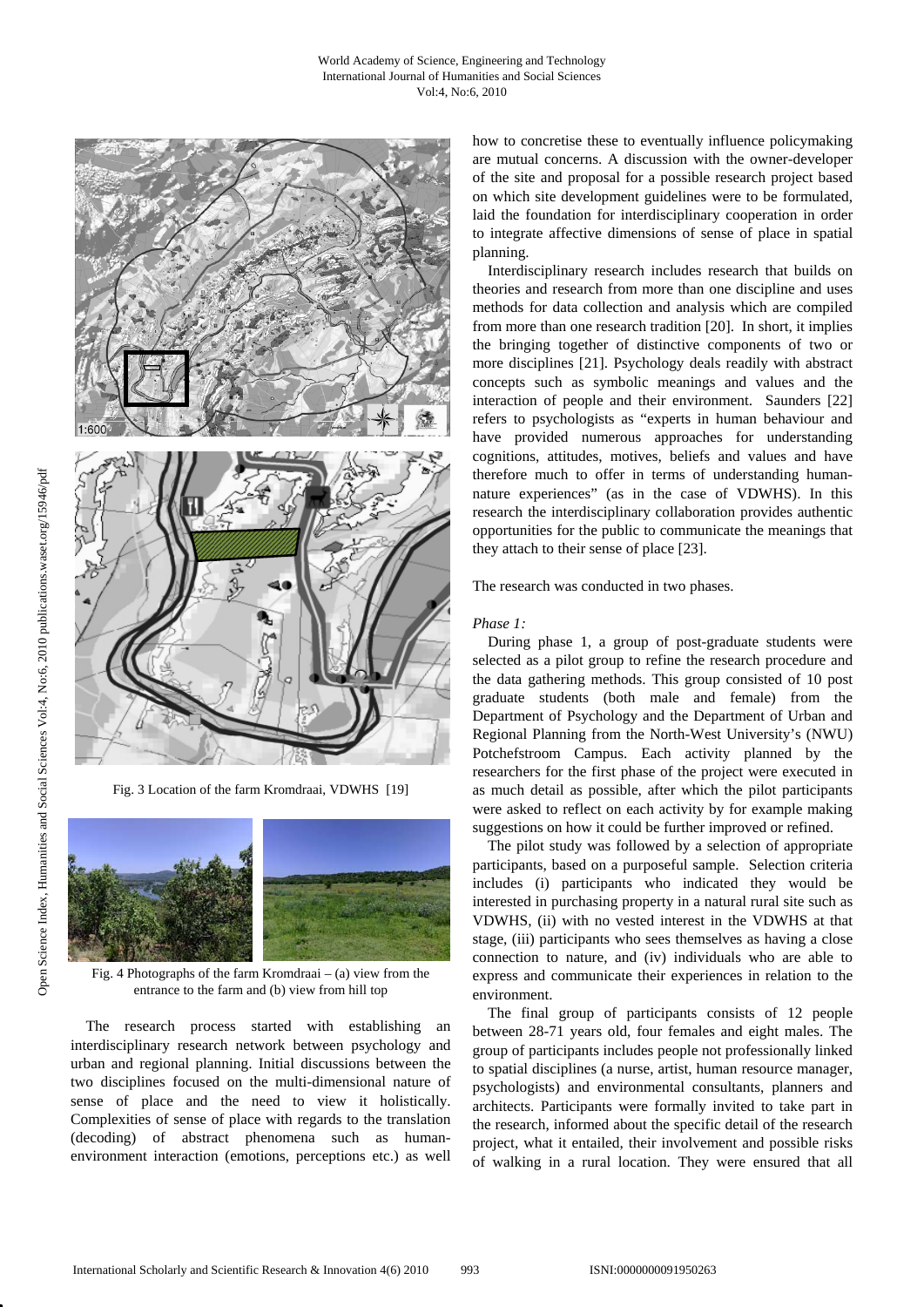Fig. 3 Location of the farm Kromdraai, VDWHS [19]

Fig. 4 Photographs of the farm Kromdraai – (a) view from the entrance to the farm and (b) view from hill top

The research process started with establishing an interdisciplinary research network between psychology and urban and regional planning. Initial discussions between the two disciplines focused on the multi-dimensional nature of sense of place and the need to view it holistically. Complexities of sense of place with regards to the translation (decoding) of abstract phenomena such as human-environment interaction (emotions, perceptions etc.) as well how to concretise these to eventually influence policymaking are mutual concerns. A discussion with the owner-developer of the site and proposal for a possible research project based on which site development guidelines were to be formulated, laid the foundation for interdisciplinary cooperation in order to integrate affective dimensions of sense of place in spatial planning.

Interdisciplinary research includes research that builds on theories and research from more than one discipline and uses methods for data collection and analysis which are compiled from more than one research tradition [20]. In short, it implies the bringing together of distinctive components of two or more disciplines [21]. Psychology deals readily with abstract concepts such as symbolic meanings and values and the interaction of people and their environment. Saunders [22] refers to psychologists as "experts in human behaviour and have provided numerous approaches for understanding cognitions, attitudes, motives, beliefs and values and have therefore much to offer in terms of understanding human-nature experiences" (as in the case of VDWHS). In this research the interdisciplinary collaboration provides authentic opportunities for the public to communicate the meanings that they attach to their sense of place [23].

The research was conducted in two phases.

*Phase 1:*

During phase 1, a group of post-graduate students were selected as a pilot group to refine the research procedure and the data gathering methods. This group consisted of 10 post graduate students (both male and female) from the Department of Psychology and the Department of Urban and Regional Planning from the North-West University's (NWU) Potchefstroom Campus. Each activity planned by the researchers for the first phase of the project were executed in as much detail as possible, after which the pilot participants were asked to reflect on each activity by for example making suggestions on how it could be further improved or refined.

The pilot study was followed by a selection of appropriate participants, based on a purposeful sample. Selection criteria includes (i) participants who indicated they would be interested in purchasing property in a natural rural site such as VDWHS, (ii) with no vested interest in the VDWHS at that stage, (iii) participants who sees themselves as having a close connection to nature, and (iv) individuals who are able to express and communicate their experiences in relation to the environment.

The final group of participants consists of 12 people between 28-71 years old, four females and eight males. The group of participants includes people not professionally linked to spatial disciplines (a nurse, artist, human resource manager, psychologists) and environmental consultants, planners and architects. Participants were formally invited to take part in the research, informed about the specific detail of the research project, what it entailed, their involvement and possible risks of walking in a rural location. They were ensured that all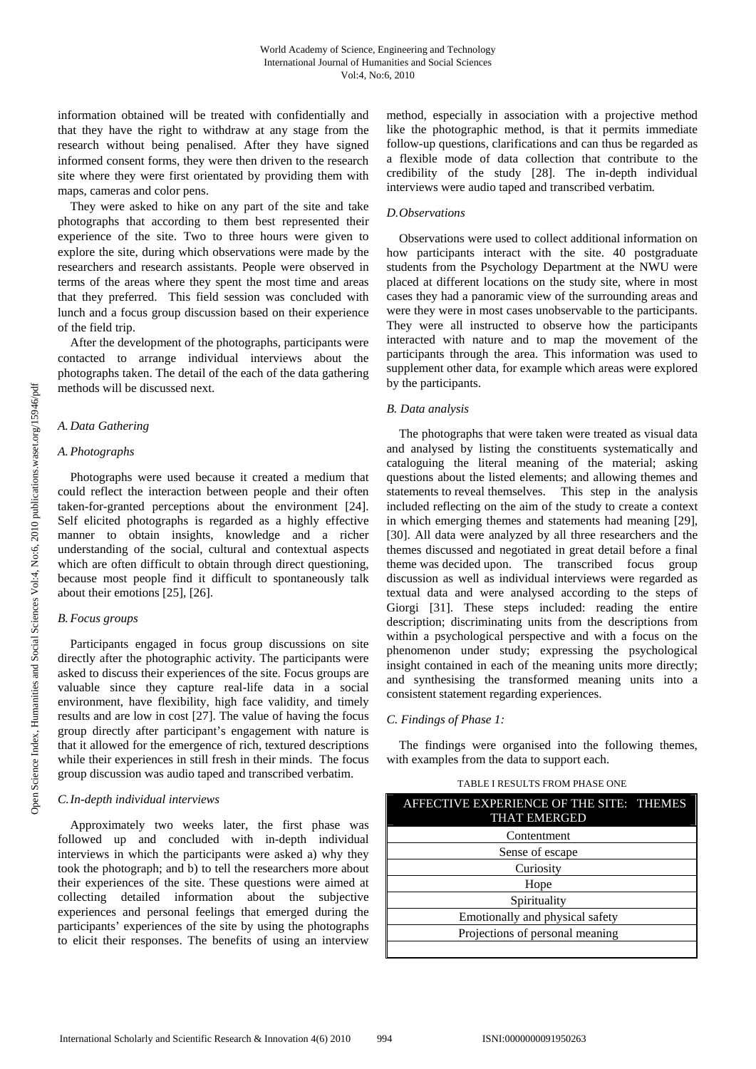information obtained will be treated with confidentially and that they have the right to withdraw at any stage from the research without being penalised. After they have signed informed consent forms, they were then driven to the research site where they were first orientated by providing them with maps, cameras and color pens.

They were asked to hike on any part of the site and take photographs that according to them best represented their experience of the site. Two to three hours were given to explore the site, during which observations were made by the researchers and research assistants. People were observed in terms of the areas where they spent the most time and areas that they preferred. This field session was concluded with lunch and a focus group discussion based on their experience of the field trip.

After the development of the photographs, participants were contacted to arrange individual interviews about the photographs taken. The detail of the each of the data gathering methods will be discussed next.

### *A. Data Gathering*

### *A. Photographs*

Photographs were used because it created a medium that could reflect the interaction between people and their often taken-for-granted perceptions about the environment [24]. Self elicited photographs is regarded as a highly effective manner to obtain insights, knowledge and a richer understanding of the social, cultural and contextual aspects which are often difficult to obtain through direct questioning, because most people find it difficult to spontaneously talk about their emotions [25], [26].

### *B. Focus groups*

Participants engaged in focus group discussions on site directly after the photographic activity. The participants were asked to discuss their experiences of the site. Focus groups are valuable since they capture real-life data in a social environment, have flexibility, high face validity, and timely results and are low in cost [27]. The value of having the focus group directly after participant's engagement with nature is that it allowed for the emergence of rich, textured descriptions while their experiences in still fresh in their minds. The focus group discussion was audio taped and transcribed verbatim.

### *C. In-depth individual interviews*

Approximately two weeks later, the first phase was followed up and concluded with in-depth individual interviews in which the participants were asked a) why they took the photograph; and b) to tell the researchers more about their experiences of the site. These questions were aimed at collecting detailed information about the subjective experiences and personal feelings that emerged during the participants' experiences of the site by using the photographs to elicit their responses. The benefits of using an interview method, especially in association with a projective method like the photographic method, is that it permits immediate follow-up questions, clarifications and can thus be regarded as a flexible mode of data collection that contribute to the credibility of the study [28]. The in-depth individual interviews were audio taped and transcribed verbatim.

### *D. Observations*

Observations were used to collect additional information on how participants interact with the site. 40 postgraduate students from the Psychology Department at the NWU were placed at different locations on the study site, where in most cases they had a panoramic view of the surrounding areas and were they were in most cases unobservable to the participants. They were all instructed to observe how the participants interacted with nature and to map the movement of the participants through the area. This information was used to supplement other data, for example which areas were explored by the participants.

### *B. Data analysis*

The photographs that were taken were treated as visual data and analysed by listing the constituents systematically and cataloguing the literal meaning of the material; asking questions about the listed elements; and allowing themes and statements to reveal themselves. This step in the analysis included reflecting on the aim of the study to create a context in which emerging themes and statements had meaning [29], [30]. All data were analyzed by all three researchers and the themes discussed and negotiated in great detail before a final theme was decided upon. The transcribed focus group discussion as well as individual interviews were regarded as textual data and were analysed according to the steps of Giorgi [31]. These steps included: reading the entire description; discriminating units from the descriptions from within a psychological perspective and with a focus on the phenomenon under study; expressing the psychological insight contained in each of the meaning units more directly; and synthesising the transformed meaning units into a consistent statement regarding experiences.

### *C. Findings of Phase 1:*

The findings were organised into the following themes, with examples from the data to support each.

TABLE I RESULTS FROM PHASE ONE

| AFFECTIVE EXPERIENCE OF THE SITE: THEMES THAT EMERGED |
|---|
| Contentment |
| Sense of escape |
| Curiosity |
| Hope |
| Spirituality |
| Emotionally and physical safety |
| Projections of personal meaning |
| |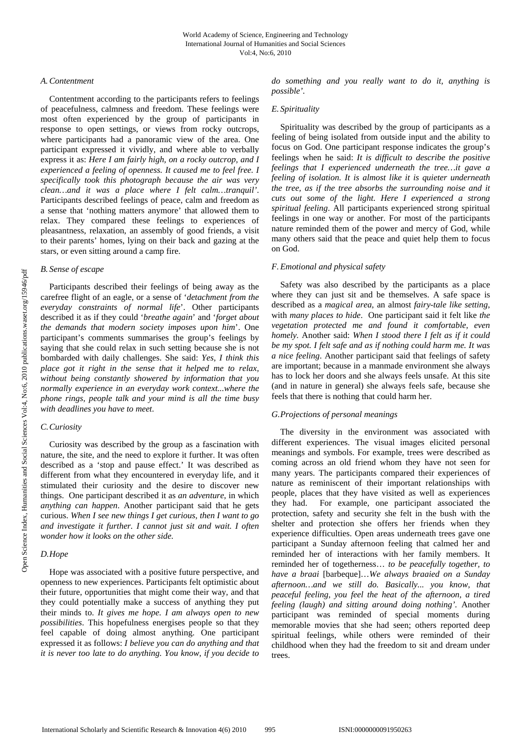### A. Contentment

Contentment according to the participants refers to feelings of peacefulness, calmness and freedom. These feelings were most often experienced by the group of participants in response to open settings, or views from rocky outcrops, where participants had a panoramic view of the area. One participant expressed it vividly, and where able to verbally express it as: *Here I am fairly high, on a rocky outcrop, and I experienced a feeling of openness. It caused me to feel free. I specifically took this photograph because the air was very clean…and it was a place where I felt calm…tranquil'*. Participants described feelings of peace, calm and freedom as a sense that 'nothing matters anymore' that allowed them to relax. They compared these feelings to experiences of pleasantness, relaxation, an assembly of good friends, a visit to their parents' homes, lying on their back and gazing at the stars, or even sitting around a camp fire.

### B. Sense of escape

Participants described their feelings of being away as the carefree flight of an eagle, or a sense of '*detachment from the everyday constraints of normal life*'. Other participants described it as if they could '*breathe again*' and '*forget about the demands that modern society imposes upon him*'. One participant's comments summarises the group's feelings by saying that she could relax in such setting because she is not bombarded with daily challenges. She said: *Yes, I think this place got it right in the sense that it helped me to relax, without being constantly showered by information that you normally experience in an everyday work context...where the phone rings, people talk and your mind is all the time busy with deadlines you have to meet*.

### C. Curiosity

Curiosity was described by the group as a fascination with nature, the site, and the need to explore it further. It was often described as a 'stop and pause effect.' It was described as different from what they encountered in everyday life, and it stimulated their curiosity and the desire to discover new things. One participant described it as *an adventure*, in which *anything can happen*. Another participant said that he gets curious. *When I see new things I get curious, then I want to go and investigate it further. I cannot just sit and wait. I often wonder how it looks on the other side.*

### D. Hope

Hope was associated with a positive future perspective, and openness to new experiences. Participants felt optimistic about their future, opportunities that might come their way, and that they could potentially make a success of anything they put their minds to. *It gives me hope. I am always open to new possibilities*. This hopefulness energises people so that they feel capable of doing almost anything. One participant expressed it as follows: *I believe you can do anything and that it is never too late to do anything. You know, if you decide to do something and you really want to do it, anything is possible'*.

### E. Spirituality

Spirituality was described by the group of participants as a feeling of being isolated from outside input and the ability to focus on God. One participant response indicates the group's feelings when he said: *It is difficult to describe the positive feelings that I experienced underneath the tree…it gave a feeling of isolation. It is almost like it is quieter underneath the tree, as if the tree absorbs the surrounding noise and it cuts out some of the light. Here I experienced a strong spiritual feeling*. All participants experienced strong spiritual feelings in one way or another. For most of the participants nature reminded them of the power and mercy of God, while many others said that the peace and quiet help them to focus on God.

### F. Emotional and physical safety

Safety was also described by the participants as a place where they can just sit and be themselves. A safe space is described as a *magical area*, an almost *fairy-tale like setting*, with *many places to hide*. One participant said it felt like *the vegetation protected me and found it comfortable, even homely.* Another said: *When I stood there I felt as if it could be my spot. I felt safe and as if nothing could harm me. It was a nice feeling*. Another participant said that feelings of safety are important; because in a manmade environment she always has to lock her doors and she always feels unsafe. At this site (and in nature in general) she always feels safe, because she feels that there is nothing that could harm her.

### G. Projections of personal meanings

The diversity in the environment was associated with different experiences. The visual images elicited personal meanings and symbols. For example, trees were described as coming across an old friend whom they have not seen for many years. The participants compared their experiences of nature as reminiscent of their important relationships with people, places that they have visited as well as experiences they had. For example, one participant associated the protection, safety and security she felt in the bush with the shelter and protection she offers her friends when they experience difficulties. Open areas underneath trees gave one participant a Sunday afternoon feeling that calmed her and reminded her of interactions with her family members. It reminded her of togetherness… *to be peacefully together, to have a braai* [barbeque]…*We always braaied on a Sunday afternoon…and we still do. Basically... you know, that peaceful feeling, you feel the heat of the afternoon, a tired feeling (laugh) and sitting around doing nothing'*. Another participant was reminded of special moments during memorable movies that she had seen; others reported deep spiritual feelings, while others were reminded of their childhood when they had the freedom to sit and dream under trees.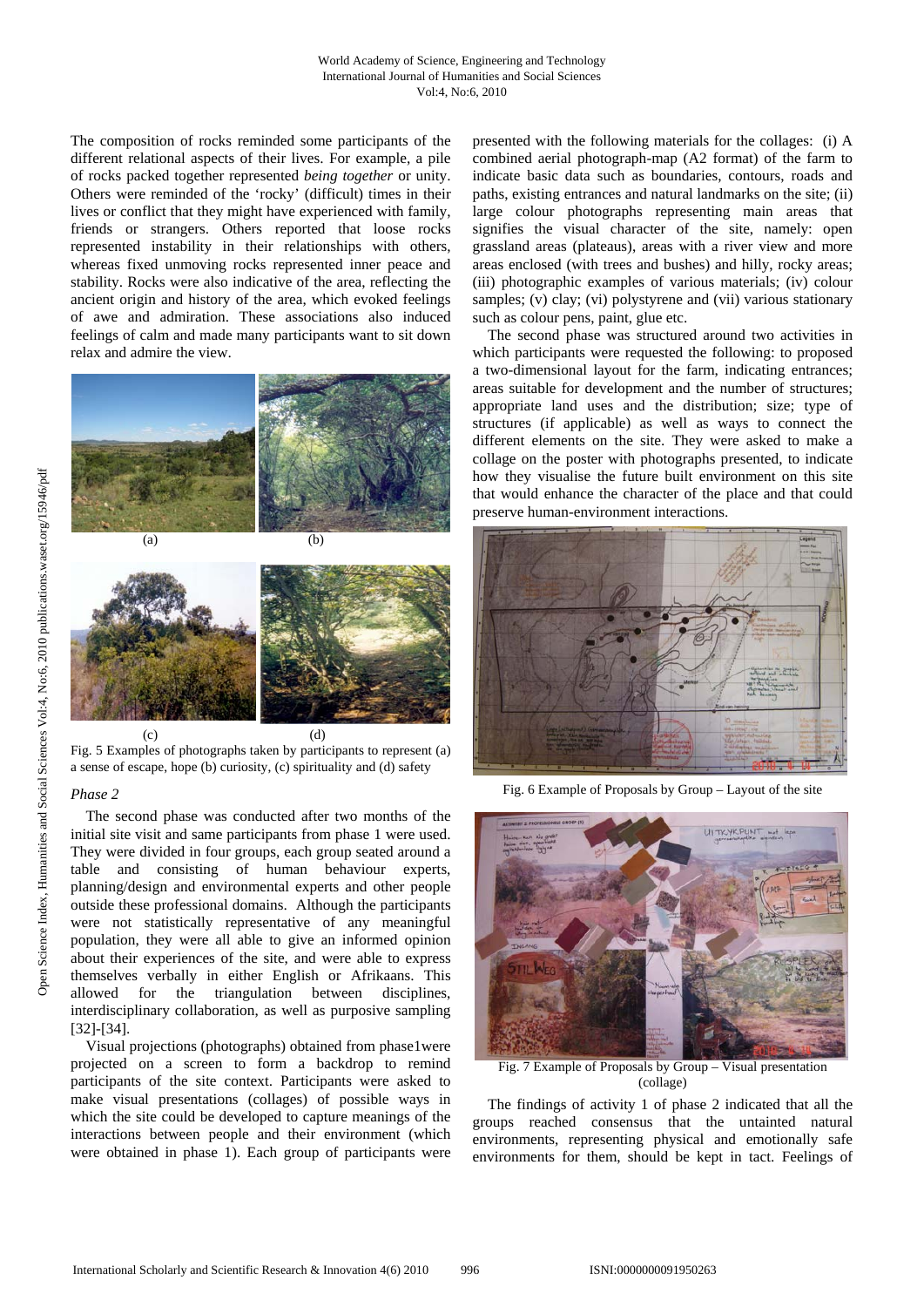The composition of rocks reminded some participants of the different relational aspects of their lives. For example, a pile of rocks packed together represented *being together* or unity. Others were reminded of the 'rocky' (difficult) times in their lives or conflict that they might have experienced with family, friends or strangers. Others reported that loose rocks represented instability in their relationships with others, whereas fixed unmoving rocks represented inner peace and stability. Rocks were also indicative of the area, reflecting the ancient origin and history of the area, which evoked feelings of awe and admiration. These associations also induced feelings of calm and made many participants want to sit down relax and admire the view.

Fig. 5 Examples of photographs taken by participants to represent (a) a sense of escape, hope (b) curiosity, (c) spirituality and (d) safety

*Phase 2*

The second phase was conducted after two months of the initial site visit and same participants from phase 1 were used. They were divided in four groups, each group seated around a table and consisting of human behaviour experts, planning/design and environmental experts and other people outside these professional domains. Although the participants were not statistically representative of any meaningful population, they were all able to give an informed opinion about their experiences of the site, and were able to express themselves verbally in either English or Afrikaans. This allowed for the triangulation between disciplines, interdisciplinary collaboration, as well as purposive sampling [32]-[34].

Visual projections (photographs) obtained from phase1were projected on a screen to form a backdrop to remind participants of the site context. Participants were asked to make visual presentations (collages) of possible ways in which the site could be developed to capture meanings of the interactions between people and their environment (which were obtained in phase 1). Each group of participants were presented with the following materials for the collages: (i) A combined aerial photograph-map (A2 format) of the farm to indicate basic data such as boundaries, contours, roads and paths, existing entrances and natural landmarks on the site; (ii) large colour photographs representing main areas that signifies the visual character of the site, namely: open grassland areas (plateaus), areas with a river view and more areas enclosed (with trees and bushes) and hilly, rocky areas; (iii) photographic examples of various materials; (iv) colour samples; (v) clay; (vi) polystyrene and (vii) various stationary such as colour pens, paint, glue etc.

The second phase was structured around two activities in which participants were requested the following: to proposed a two-dimensional layout for the farm, indicating entrances; areas suitable for development and the number of structures; appropriate land uses and the distribution; size; type of structures (if applicable) as well as ways to connect the different elements on the site. They were asked to make a collage on the poster with photographs presented, to indicate how they visualise the future built environment on this site that would enhance the character of the place and that could preserve human-environment interactions.

Fig. 6 Example of Proposals by Group – Layout of the site

Fig. 7 Example of Proposals by Group – Visual presentation (collage)

The findings of activity 1 of phase 2 indicated that all the groups reached consensus that the untainted natural environments, representing physical and emotionally safe environments for them, should be kept in tact. Feelings of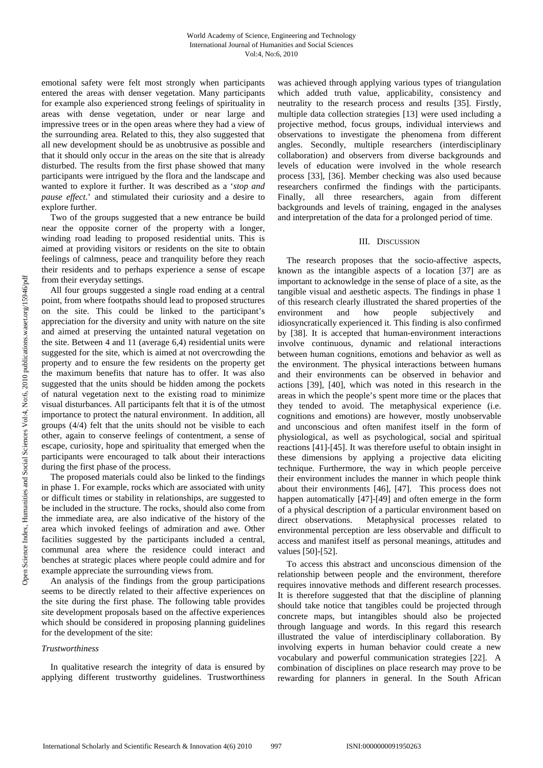emotional safety were felt most strongly when participants entered the areas with denser vegetation. Many participants for example also experienced strong feelings of spirituality in areas with dense vegetation, under or near large and impressive trees or in the open areas where they had a view of the surrounding area. Related to this, they also suggested that all new development should be as unobtrusive as possible and that it should only occur in the areas on the site that is already disturbed. The results from the first phase showed that many participants were intrigued by the flora and the landscape and wanted to explore it further. It was described as a '*stop and pause effect*.' and stimulated their curiosity and a desire to explore further.

Two of the groups suggested that a new entrance be build near the opposite corner of the property with a longer, winding road leading to proposed residential units. This is aimed at providing visitors or residents on the site to obtain feelings of calmness, peace and tranquility before they reach their residents and to perhaps experience a sense of escape from their everyday settings.

All four groups suggested a single road ending at a central point, from where footpaths should lead to proposed structures on the site. This could be linked to the participant's appreciation for the diversity and unity with nature on the site and aimed at preserving the untainted natural vegetation on the site. Between 4 and 11 (average 6,4) residential units were suggested for the site, which is aimed at not overcrowding the property and to ensure the few residents on the property get the maximum benefits that nature has to offer. It was also suggested that the units should be hidden among the pockets of natural vegetation next to the existing road to minimize visual disturbances. All participants felt that it is of the utmost importance to protect the natural environment. In addition, all groups (4/4) felt that the units should not be visible to each other, again to conserve feelings of contentment, a sense of escape, curiosity, hope and spirituality that emerged when the participants were encouraged to talk about their interactions during the first phase of the process.

The proposed materials could also be linked to the findings in phase 1. For example, rocks which are associated with unity or difficult times or stability in relationships, are suggested to be included in the structure. The rocks, should also come from the immediate area, are also indicative of the history of the area which invoked feelings of admiration and awe. Other facilities suggested by the participants included a central, communal area where the residence could interact and benches at strategic places where people could admire and for example appreciate the surrounding views from.

An analysis of the findings from the group participations seems to be directly related to their affective experiences on the site during the first phase. The following table provides site development proposals based on the affective experiences which should be considered in proposing planning guidelines for the development of the site:

### *Trustworthiness*

In qualitative research the integrity of data is ensured by applying different trustworthy guidelines. Trustworthiness was achieved through applying various types of triangulation which added truth value, applicability, consistency and neutrality to the research process and results [35]. Firstly, multiple data collection strategies [13] were used including a projective method, focus groups, individual interviews and observations to investigate the phenomena from different angles. Secondly, multiple researchers (interdisciplinary collaboration) and observers from diverse backgrounds and levels of education were involved in the whole research process [33], [36]. Member checking was also used because researchers confirmed the findings with the participants. Finally, all three researchers, again from different backgrounds and levels of training, engaged in the analyses and interpretation of the data for a prolonged period of time.

## III. Discussion

The research proposes that the socio-affective aspects, known as the intangible aspects of a location [37] are as important to acknowledge in the sense of place of a site, as the tangible visual and aesthetic aspects. The findings in phase 1 of this research clearly illustrated the shared properties of the environment and how people subjectively and idiosyncratically experienced it. This finding is also confirmed by [38]. It is accepted that human-environment interactions involve continuous, dynamic and relational interactions between human cognitions, emotions and behavior as well as the environment. The physical interactions between humans and their environments can be observed in behavior and actions [39], [40], which was noted in this research in the areas in which the people's spent more time or the places that they tended to avoid. The metaphysical experience (i.e. cognitions and emotions) are however, mostly unobservable and unconscious and often manifest itself in the form of physiological, as well as psychological, social and spiritual reactions [41]-[45]. It was therefore useful to obtain insight in these dimensions by applying a projective data eliciting technique. Furthermore, the way in which people perceive their environment includes the manner in which people think about their environments [46], [47]. This process does not happen automatically [47]-[49] and often emerge in the form of a physical description of a particular environment based on direct observations. Metaphysical processes related to environmental perception are less observable and difficult to access and manifest itself as personal meanings, attitudes and values [50]-[52].

To access this abstract and unconscious dimension of the relationship between people and the environment, therefore requires innovative methods and different research processes. It is therefore suggested that that the discipline of planning should take notice that tangibles could be projected through concrete maps, but intangibles should also be projected through language and words. In this regard this research illustrated the value of interdisciplinary collaboration. By involving experts in human behavior could create a new vocabulary and powerful communication strategies [22]. A combination of disciplines on place research may prove to be rewarding for planners in general. In the South African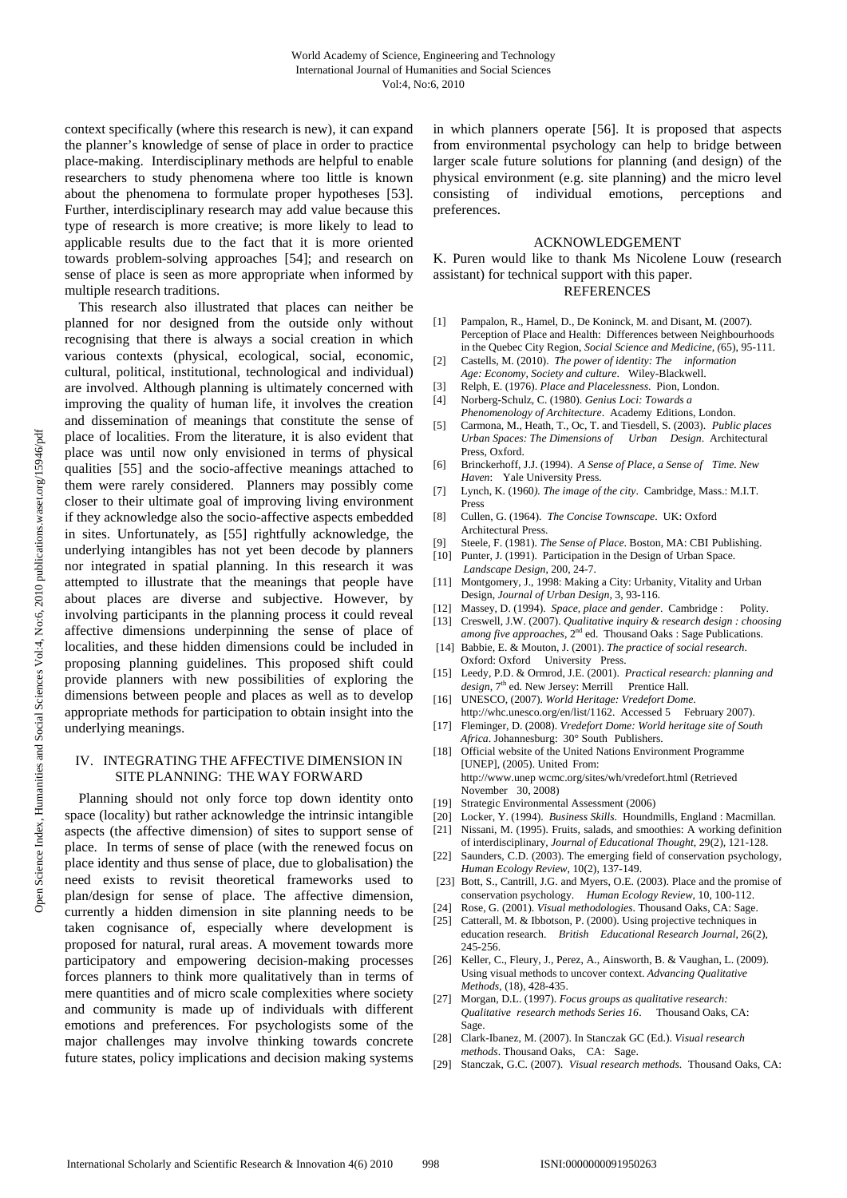context specifically (where this research is new), it can expand the planner's knowledge of sense of place in order to practice place-making. Interdisciplinary methods are helpful to enable researchers to study phenomena where too little is known about the phenomena to formulate proper hypotheses [53]. Further, interdisciplinary research may add value because this type of research is more creative; is more likely to lead to applicable results due to the fact that it is more oriented towards problem-solving approaches [54]; and research on sense of place is seen as more appropriate when informed by multiple research traditions.

This research also illustrated that places can neither be planned for nor designed from the outside only without recognising that there is always a social creation in which various contexts (physical, ecological, social, economic, cultural, political, institutional, technological and individual) are involved. Although planning is ultimately concerned with improving the quality of human life, it involves the creation and dissemination of meanings that constitute the sense of place of localities. From the literature, it is also evident that place was until now only envisioned in terms of physical qualities [55] and the socio-affective meanings attached to them were rarely considered. Planners may possibly come closer to their ultimate goal of improving living environment if they acknowledge also the socio-affective aspects embedded in sites. Unfortunately, as [55] rightfully acknowledge, the underlying intangibles has not yet been decode by planners nor integrated in spatial planning. In this research it was attempted to illustrate that the meanings that people have about places are diverse and subjective. However, by involving participants in the planning process it could reveal affective dimensions underpinning the sense of place of localities, and these hidden dimensions could be included in proposing planning guidelines. This proposed shift could provide planners with new possibilities of exploring the dimensions between people and places as well as to develop appropriate methods for participation to obtain insight into the underlying meanings.

## IV. Integrating the Affective Dimension in Site Planning: The Way Forward

Planning should not only force top down identity onto space (locality) but rather acknowledge the intrinsic intangible aspects (the affective dimension) of sites to support sense of place. In terms of sense of place (with the renewed focus on place identity and thus sense of place, due to globalisation) the need exists to revisit theoretical frameworks used to plan/design for sense of place. The affective dimension, currently a hidden dimension in site planning needs to be taken cognisance of, especially where development is proposed for natural, rural areas. A movement towards more participatory and empowering decision-making processes forces planners to think more qualitatively than in terms of mere quantities and of micro scale complexities where society and community is made up of individuals with different emotions and preferences. For psychologists some of the major challenges may involve thinking towards concrete future states, policy implications and decision making systems in which planners operate [56]. It is proposed that aspects from environmental psychology can help to bridge between larger scale future solutions for planning (and design) of the physical environment (e.g. site planning) and the micro level consisting of individual emotions, perceptions and preferences.

## Acknowledgement

K. Puren would like to thank Ms Nicolene Louw (research assistant) for technical support with this paper.

## References

[1] Pampalon, R., Hamel, D., De Koninck, M. and Disant, M. (2007). Perception of Place and Health: Differences between Neighbourhoods in the Quebec City Region, *Social Science and Medicine, (*65), 95-111.

[2] Castells, M. (2010). *The power of identity: The information Age: Economy, Society and culture*. Wiley-Blackwell.

[3] Relph, E. (1976). *Place and Placelessness*. Pion, London.

[4] Norberg-Schulz, C. (1980). *Genius Loci: Towards a Phenomenology of Architecture*. Academy Editions, London.

[5] Carmona, M., Heath, T., Oc, T. and Tiesdell, S. (2003). *Public places Urban Spaces: The Dimensions of Urban Design*. Architectural Press, Oxford.

[6] Brinckerhoff, J.J. (1994). *A Sense of Place, a Sense of Time. New Haven*: Yale University Press.

[7] Lynch, K. (1960*). The image of the city*. Cambridge, Mass.: M.I.T. Press

[8] Cullen, G. (1964). *The Concise Townscape*. UK: Oxford Architectural Press.

[9] Steele, F. (1981). *The Sense of Place*. Boston, MA: CBI Publishing.

[10] Punter, J. (1991). Participation in the Design of Urban Space. *Landscape Design*, 200, 24-7.

[11] Montgomery, J., 1998: Making a City: Urbanity, Vitality and Urban Design, *Journal of Urban Design*, 3, 93-116.

[12] Massey, D. (1994). *Space, place and gender*. Cambridge : Polity.

[13] Creswell, J.W. (2007). *Qualitative inquiry & research design : choosing among five approaches*, 2nd ed. Thousand Oaks : Sage Publications.

[14] Babbie, E. & Mouton, J. (2001). *The practice of social research*. Oxford: Oxford University Press.

[15] Leedy, P.D. & Ormrod, J.E. (2001). *Practical research: planning and design*, 7th ed. New Jersey: Merrill Prentice Hall.

[16] UNESCO, (2007). *World Heritage: Vredefort Dome*. http://whc.unesco.org/en/list/1162. Accessed 5 February 2007).

[17] Fleminger, D. (2008). *Vredefort Dome: World heritage site of South Africa*. Johannesburg: 30° South Publishers.

[18] Official website of the United Nations Environment Programme [UNEP], (2005). United From: http://www.unep wcmc.org/sites/wh/vredefort.html (Retrieved November 30, 2008)

[19] Strategic Environmental Assessment (2006)

[20] Locker, Y. (1994). *Business Skills*. Houndmills, England : Macmillan.

[21] Nissani, M. (1995). Fruits, salads, and smoothies: A working definition of interdisciplinary, *Journal of Educational Thought*, 29(2), 121-128.

[22] Saunders, C.D. (2003). The emerging field of conservation psychology, *Human Ecology Review*, 10(2), 137-149.

[23] Bott, S., Cantrill, J.G. and Myers, O.E. (2003). Place and the promise of conservation psychology. *Human Ecology Review*, 10, 100-112.

[24] Rose, G. (2001). *Visual methodologies*. Thousand Oaks, CA: Sage.

[25] Catterall, M. & Ibbotson, P. (2000). Using projective techniques in education research. *British Educational Research Journal*, 26(2), 245-256.

[26] Keller, C., Fleury, J., Perez, A., Ainsworth, B. & Vaughan, L. (2009). Using visual methods to uncover context. *Advancing Qualitative Methods*, (18), 428-435.

[27] Morgan, D.L. (1997). *Focus groups as qualitative research: Qualitative research methods Series 16*. Thousand Oaks, CA: Sage.

[28] Clark-Ibanez, M. (2007). In Stanczak GC (Ed.). *Visual research methods*. Thousand Oaks, CA: Sage.

[29] Stanczak, G.C. (2007). *Visual research methods*. Thousand Oaks, CA: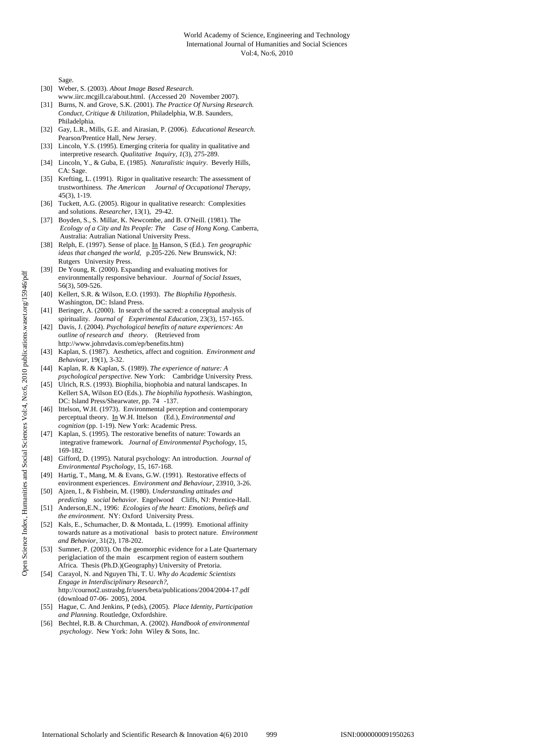Sage.

[30] Weber, S. (2003). *About Image Based Research*. www.iirc.mcgill.ca/about.html. (Accessed 20 November 2007).

[31] Burns, N. and Grove, S.K. (2001). *The Practice Of Nursing Research. Conduct, Critique & Utilization*, Philadelphia, W.B. Saunders, Philadelphia.

[32] Gay, L.R., Mills, G.E. and Airasian, P. (2006). *Educational Research*. Pearson/Prentice Hall, New Jersey.

[33] Lincoln, Y.S. (1995). Emerging criteria for quality in qualitative and interpretive research. *Qualitative Inquiry, 1*(3), 275-289.

[34] Lincoln, Y., & Guba, E. (1985). *Naturalistic inquiry*. Beverly Hills, CA: Sage.

[35] Krefting, L. (1991). Rigor in qualitative research: The assessment of trustworthiness. *The American Journal of Occupational Therapy*, 45(3), 1-19.

[36] Tuckett, A.G. (2005). Rigour in qualitative research: Complexities and solutions. *Researcher*, 13(1), 29-42.

[37] Boyden, S., S. Millar, K. Newcombe, and B. O'Neill. (1981). The *Ecology of a City and Its People: The Case of Hong Kong*. Canberra, Australia: Autralian National University Press.

[38] Relph, E. (1997). Sense of place. In Hanson, S (Ed.). *Ten geographic ideas that changed the world*, p.205-226. New Brunswick, NJ: Rutgers University Press.

[39] De Young, R. (2000). Expanding and evaluating motives for environmentally responsive behaviour. *Journal of Social Issues*, 56(3), 509-526.

[40] Kellert, S.R. & Wilson, E.O. (1993). *The Biophilia Hypothesis*. Washington, DC: Island Press.

[41] Beringer, A. (2000). In search of the sacred: a conceptual analysis of spirituality. *Journal of Experimental Education*, 23(3), 157-165.

[42] Davis, J. (2004). *Psychological benefits of nature experiences: An outline of research and theory*. (Retrieved from http://www.johnvdavis.com/ep/benefits.htm)

[43] Kaplan, S. (1987). Aesthetics, affect and cognition. *Environment and Behaviour*, 19(1), 3-32.

[44] Kaplan, R. & Kaplan, S. (1989). *The experience of nature: A psychological perspective*. New York: Cambridge University Press.

[45] Ulrich, R.S. (1993). Biophilia, biophobia and natural landscapes. In Kellert SA, Wilson EO (Eds.). *The biophilia hypothesis*. Washington, DC: Island Press/Shearwater, pp. 74 -137.

[46] Ittelson, W.H. (1973). Environmental perception and contemporary perceptual theory. In W.H. Ittelson (Ed.), *Environmental and cognition* (pp. 1-19). New York: Academic Press.

[47] Kaplan, S. (1995). The restorative benefits of nature: Towards an integrative framework. *Journal of Environmental Psychology*, 15, 169-182.

[48] Gifford, D. (1995). Natural psychology: An introduction. *Journal of Environmental Psychology*, 15, 167-168.

[49] Hartig, T., Mang, M. & Evans, G.W. (1991). Restorative effects of environment experiences. *Environment and Behaviour*, 23910, 3-26.

[50] Ajzen, I., & Fishbein, M. (1980). *Understanding attitudes and predicting social behavior*. Engelwood Cliffs, NJ: Prentice-Hall.

[51] Anderson,E.N., 1996: *Ecologies of the heart: Emotions, beliefs and the environment*. NY: Oxford University Press.

[52] Kals, E., Schumacher, D. & Montada, L. (1999). Emotional affinity towards nature as a motivational basis to protect nature. *Environment and Behavior*, 31(2), 178-202.

[53] Sumner, P. (2003). On the geomorphic evidence for a Late Quarternary periglaciation of the main escarpment region of eastern southern Africa. Thesis (Ph.D.)(Geography) University of Pretoria.

[54] Carayol, N. and Nguyen Thi, T. U. *Why do Academic Scientists Engage in Interdisciplinary Research?*, http://cournot2.ustrasbg.fr/users/beta/publications/2004/2004-17.pdf (download 07-06- 2005), 2004.

[55] Hague, C. And Jenkins, P (eds), (2005). *Place Identity, Participation and Planning*. Routledge, Oxfordshire.

[56] Bechtel, R.B. & Churchman, A. (2002). *Handbook of environmental psychology*. New York: John Wiley & Sons, Inc.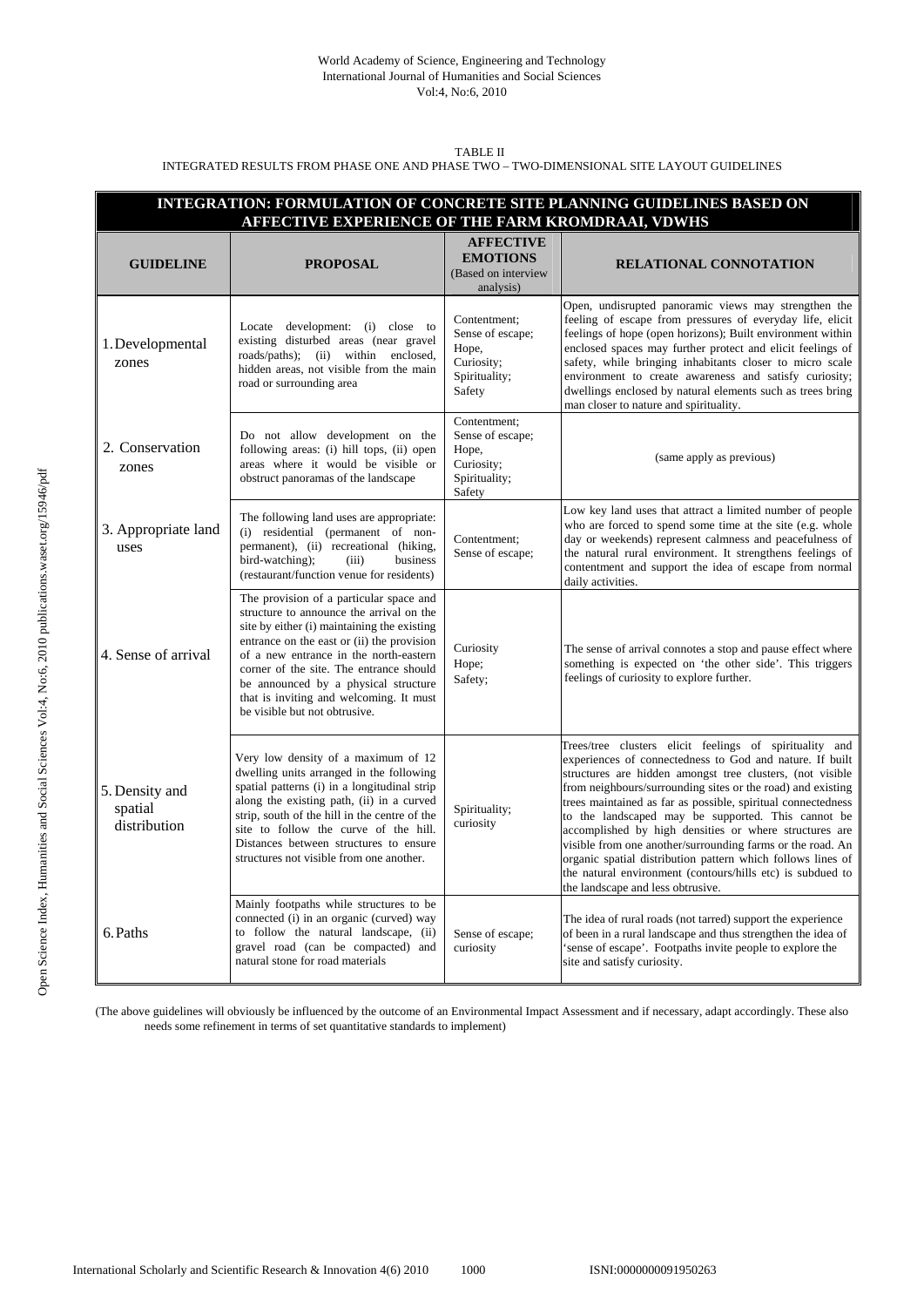TABLE II
INTEGRATED RESULTS FROM PHASE ONE AND PHASE TWO – TWO-DIMENSIONAL SITE LAYOUT GUIDELINES

| INTEGRATION: FORMULATION OF CONCRETE SITE PLANNING GUIDELINES BASED ON AFFECTIVE EXPERIENCE OF THE FARM KROMDRAAI, VDWHS | | | |
|---|---|---|---|
| **GUIDELINE** | **PROPOSAL** | **AFFECTIVE EMOTIONS** (Based on interview analysis) | **RELATIONAL CONNOTATION** |
| 1. Developmental zones | Locate development: (i) close to existing disturbed areas (near gravel roads/paths); (ii) within enclosed, hidden areas, not visible from the main road or surrounding area | Contentment; Sense of escape; Hope, Curiosity; Spirituality; Safety | Open, undisrupted panoramic views may strengthen the feeling of escape from pressures of everyday life, elicit feelings of hope (open horizons); Built environment within enclosed spaces may further protect and elicit feelings of safety, while bringing inhabitants closer to micro scale environment to create awareness and satisfy curiosity; dwellings enclosed by natural elements such as trees bring man closer to nature and spirituality. |
| 2. Conservation zones | Do not allow development on the following areas: (i) hill tops, (ii) open areas where it would be visible or obstruct panoramas of the landscape | Contentment; Sense of escape; Hope, Curiosity; Spirituality; Safety | (same apply as previous) |
| 3. Appropriate land uses | The following land uses are appropriate: (i) residential (permanent of non-permanent), (ii) recreational (hiking, bird-watching); (iii) business (restaurant/function venue for residents) | Contentment; Sense of escape; | Low key land uses that attract a limited number of people who are forced to spend some time at the site (e.g. whole day or weekends) represent calmness and peacefulness of the natural rural environment. It strengthens feelings of contentment and support the idea of escape from normal daily activities. |
| 4. Sense of arrival | The provision of a particular space and structure to announce the arrival on the site by either (i) maintaining the existing entrance on the east or (ii) the provision of a new entrance in the north-eastern corner of the site. The entrance should be announced by a physical structure that is inviting and welcoming. It must be visible but not obtrusive. | Curiosity Hope; Safety; | The sense of arrival connotes a stop and pause effect where something is expected on 'the other side'. This triggers feelings of curiosity to explore further. |
| 5. Density and spatial distribution | Very low density of a maximum of 12 dwelling units arranged in the following spatial patterns (i) in a longitudinal strip along the existing path, (ii) in a curved strip, south of the hill in the centre of the site to follow the curve of the hill. Distances between structures to ensure structures not visible from one another. | Spirituality; curiosity | Trees/tree clusters elicit feelings of spirituality and experiences of connectedness to God and nature. If built structures are hidden amongst tree clusters, (not visible from neighbours/surrounding sites or the road) and existing trees maintained as far as possible, spiritual connectedness to the landscaped may be supported. This cannot be accomplished by high densities or where structures are visible from one another/surrounding farms or the road. An organic spatial distribution pattern which follows lines of the natural environment (contours/hills etc) is subdued to the landscape and less obtrusive. |
| 6. Paths | Mainly footpaths while structures to be connected (i) in an organic (curved) way to follow the natural landscape, (ii) gravel road (can be compacted) and natural stone for road materials | Sense of escape; curiosity | The idea of rural roads (not tarred) support the experience of been in a rural landscape and thus strengthen the idea of 'sense of escape'. Footpaths invite people to explore the site and satisfy curiosity. |

(The above guidelines will obviously be influenced by the outcome of an Environmental Impact Assessment and if necessary, adapt accordingly. These also needs some refinement in terms of set quantitative standards to implement)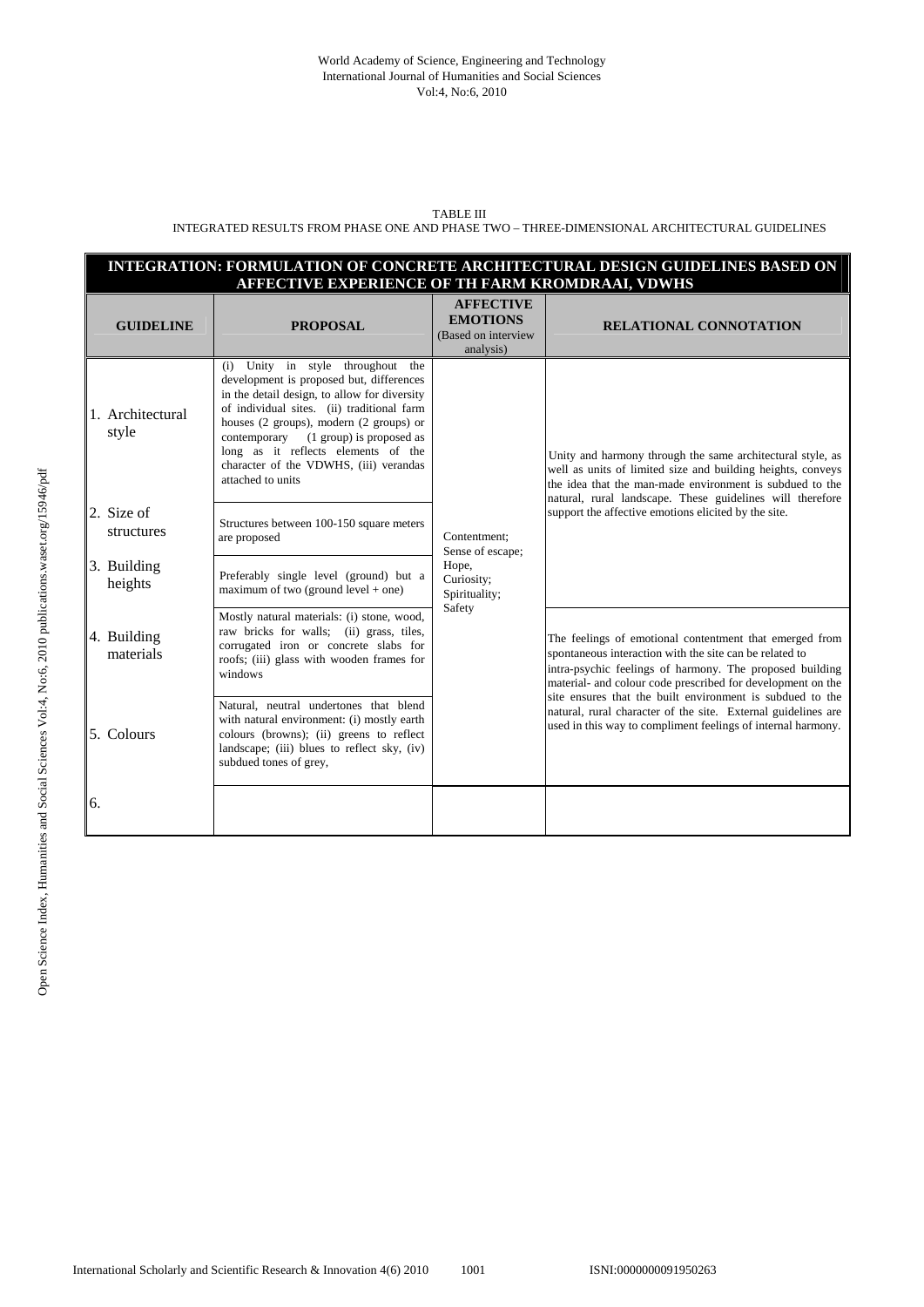TABLE III
INTEGRATED RESULTS FROM PHASE ONE AND PHASE TWO – THREE-DIMENSIONAL ARCHITECTURAL GUIDELINES

| INTEGRATION: FORMULATION OF CONCRETE ARCHITECTURAL DESIGN GUIDELINES BASED ON AFFECTIVE EXPERIENCE OF TH FARM KROMDRAAI, VDWHS | | | |
|---|---|---|---|
| **GUIDELINE** | **PROPOSAL** | **AFFECTIVE EMOTIONS** (Based on interview analysis) | **RELATIONAL CONNOTATION** |
| 1. Architectural style | (i) Unity in style throughout the development is proposed but, differences in the detail design, to allow for diversity of individual sites. (ii) traditional farm houses (2 groups), modern (2 groups) or contemporary (1 group) is proposed as long as it reflects elements of the character of the VDWHS, (iii) verandas attached to units | Contentment; Sense of escape; Hope, Curiosity; Spirituality; Safety | Unity and harmony through the same architectural style, as well as units of limited size and building heights, conveys the idea that the man-made environment is subdued to the natural, rural landscape. These guidelines will therefore support the affective emotions elicited by the site. |
| 2. Size of structures | Structures between 100-150 square meters are proposed | | |
| 3. Building heights | Preferably single level (ground) but a maximum of two (ground level + one) | | |
| 4. Building materials | Mostly natural materials: (i) stone, wood, raw bricks for walls; (ii) grass, tiles, corrugated iron or concrete slabs for roofs; (iii) glass with wooden frames for windows | | The feelings of emotional contentment that emerged from spontaneous interaction with the site can be related to intra-psychic feelings of harmony. The proposed building material- and colour code prescribed for development on the site ensures that the built environment is subdued to the natural, rural character of the site. External guidelines are used in this way to compliment feelings of internal harmony. |
| 5. Colours | Natural, neutral undertones that blend with natural environment: (i) mostly earth colours (browns); (ii) greens to reflect landscape; (iii) blues to reflect sky, (iv) subdued tones of grey, | | |
| 6. | | | |